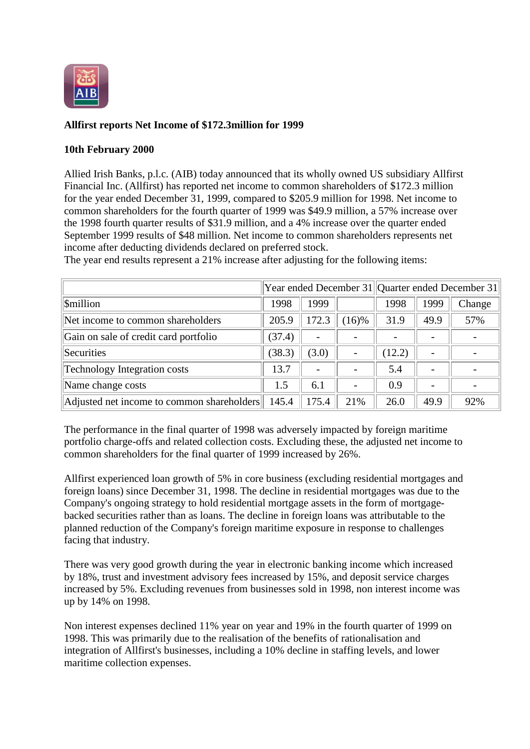**Allfirst reports Net Income of $172.3million for 1999**

**10th February 2000**

Allied Irish Banks, p.l.c. (AIB) today announced that its wholly owned US subsidiary Allfirst Financial Inc. (Allfirst) has reported net income to common shareholders of $172.3 million for the year ended December 31, 1999, compared to $205.9 million for 1998. Net income to common shareholders for the fourth quarter of 1999 was $49.9 million, a 57% increase over the 1998 fourth quarter results of $31.9 million, and a 4% increase over the quarter ended September 1999 results of $48 million. Net income to common shareholders represents net income after deducting dividends declared on preferred stock.
The year end results represent a 21% increase after adjusting for the following items:

| | Year ended December 31 | | | Quarter ended December 31 | | |
|---|---|---|---|---|---|---|
| $million | 1998 | 1999 | | 1998 | 1999 | Change |
| Net income to common shareholders | 205.9 | 172.3 | (16)% | 31.9 | 49.9 | 57% |
| Gain on sale of credit card portfolio | (37.4) | - | - | - | - | - |
| Securities | (38.3) | (3.0) | - | (12.2) | - | - |
| Technology Integration costs | 13.7 | - | - | 5.4 | - | - |
| Name change costs | 1.5 | 6.1 | - | 0.9 | - | - |
| Adjusted net income to common shareholders | 145.4 | 175.4 | 21% | 26.0 | 49.9 | 92% |

The performance in the final quarter of 1998 was adversely impacted by foreign maritime portfolio charge-offs and related collection costs. Excluding these, the adjusted net income to common shareholders for the final quarter of 1999 increased by 26%.

Allfirst experienced loan growth of 5% in core business (excluding residential mortgages and foreign loans) since December 31, 1998. The decline in residential mortgages was due to the Company's ongoing strategy to hold residential mortgage assets in the form of mortgage-backed securities rather than as loans. The decline in foreign loans was attributable to the planned reduction of the Company's foreign maritime exposure in response to challenges facing that industry.

There was very good growth during the year in electronic banking income which increased by 18%, trust and investment advisory fees increased by 15%, and deposit service charges increased by 5%. Excluding revenues from businesses sold in 1998, non interest income was up by 14% on 1998.

Non interest expenses declined 11% year on year and 19% in the fourth quarter of 1999 on 1998. This was primarily due to the realisation of the benefits of rationalisation and integration of Allfirst's businesses, including a 10% decline in staffing levels, and lower maritime collection expenses.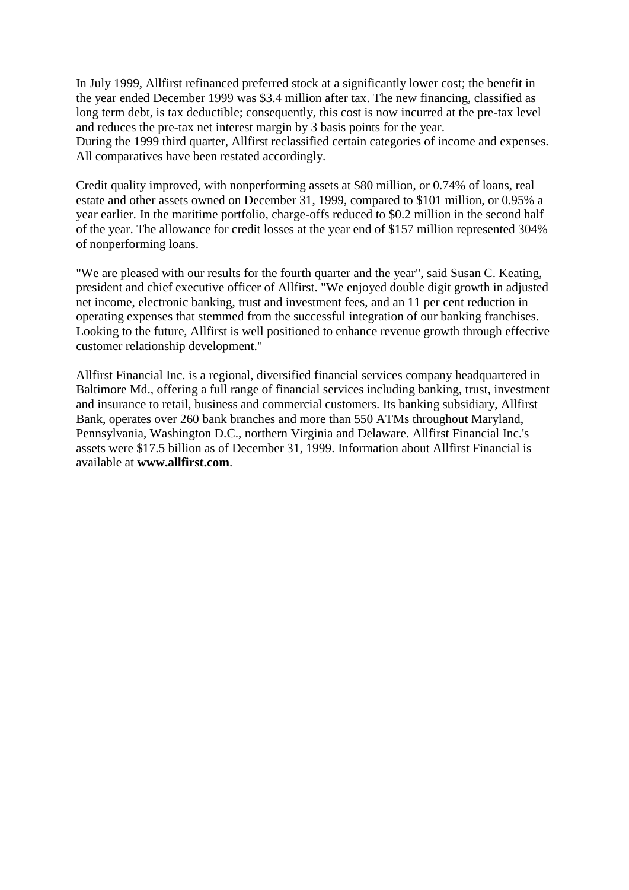In July 1999, Allfirst refinanced preferred stock at a significantly lower cost; the benefit in the year ended December 1999 was $3.4 million after tax. The new financing, classified as long term debt, is tax deductible; consequently, this cost is now incurred at the pre-tax level and reduces the pre-tax net interest margin by 3 basis points for the year.
During the 1999 third quarter, Allfirst reclassified certain categories of income and expenses. All comparatives have been restated accordingly.

Credit quality improved, with nonperforming assets at $80 million, or 0.74% of loans, real estate and other assets owned on December 31, 1999, compared to $101 million, or 0.95% a year earlier. In the maritime portfolio, charge-offs reduced to $0.2 million in the second half of the year. The allowance for credit losses at the year end of $157 million represented 304% of nonperforming loans.

"We are pleased with our results for the fourth quarter and the year", said Susan C. Keating, president and chief executive officer of Allfirst. "We enjoyed double digit growth in adjusted net income, electronic banking, trust and investment fees, and an 11 per cent reduction in operating expenses that stemmed from the successful integration of our banking franchises. Looking to the future, Allfirst is well positioned to enhance revenue growth through effective customer relationship development."

Allfirst Financial Inc. is a regional, diversified financial services company headquartered in Baltimore Md., offering a full range of financial services including banking, trust, investment and insurance to retail, business and commercial customers. Its banking subsidiary, Allfirst Bank, operates over 260 bank branches and more than 550 ATMs throughout Maryland, Pennsylvania, Washington D.C., northern Virginia and Delaware. Allfirst Financial Inc.'s assets were $17.5 billion as of December 31, 1999. Information about Allfirst Financial is available at **www.allfirst.com**.